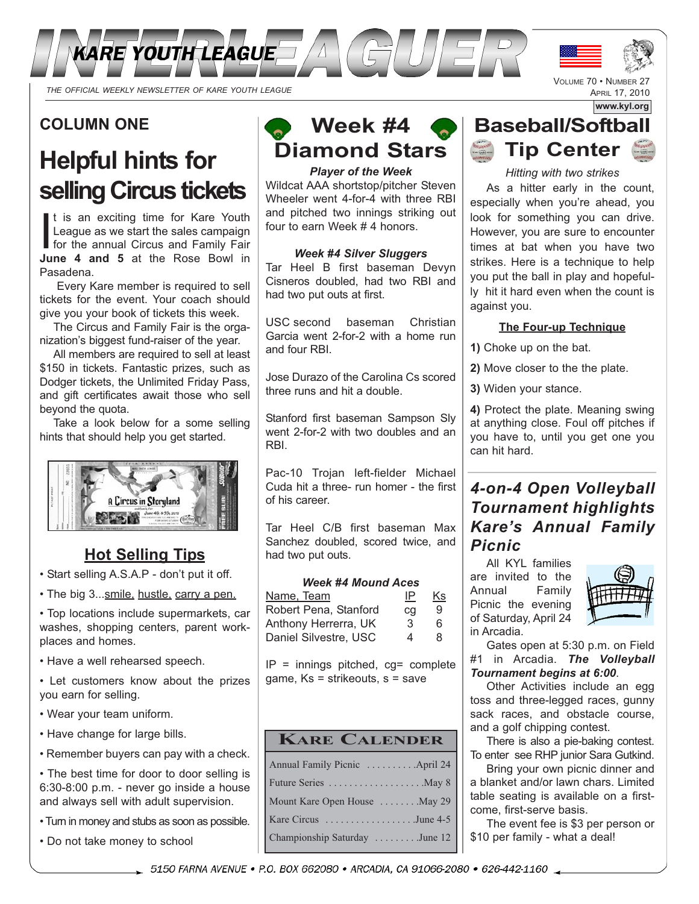# INTERLEAGUER

KARE YOUTH LEAGUE

*THE OFFICIAL WEEKLY NEWSLETTER OF KARE YOUTH LEAGUE*

VOLUME 70 • NUMBER 27
APRIL 17, 2010

www.kyl.org

## COLUMN ONE

# Helpful hints for selling Circus tickets

It is an exciting time for Kare Youth League as we start the sales campaign for the annual Circus and Family Fair **June 4 and 5** at the Rose Bowl in Pasadena.

Every Kare member is required to sell tickets for the event. Your coach should give you your book of tickets this week.

The Circus and Family Fair is the organization's biggest fund-raiser of the year.

All members are required to sell at least $150 in tickets. Fantastic prizes, such as Dodger tickets, the Unlimited Friday Pass, and gift certificates await those who sell beyond the quota.

Take a look below for a some selling hints that should help you get started.

## Hot Selling Tips

- Start selling A.S.A.P - don't put it off.
- The big 3...smile, hustle, carry a pen.
- Top locations include supermarkets, car washes, shopping centers, parent workplaces and homes.
- Have a well rehearsed speech.
- Let customers know about the prizes you earn for selling.
- Wear your team uniform.
- Have change for large bills.
- Remember buyers can pay with a check.
- The best time for door to door selling is 6:30-8:00 p.m. - never go inside a house and always sell with adult supervision.
- Turn in money and stubs as soon as possible.
- Do not take money to school

## Week #4 Diamond Stars

***Player of the Week***

Wildcat AAA shortstop/pitcher Steven Wheeler went 4-for-4 with three RBI and pitched two innings striking out four to earn Week # 4 honors.

***Week #4 Silver Sluggers***

Tar Heel B first baseman Devyn Cisneros doubled, had two RBI and had two put outs at first.

USC second baseman Christian Garcia went 2-for-2 with a home run and four RBI.

Jose Durazo of the Carolina Cs scored three runs and hit a double.

Stanford first baseman Sampson Sly went 2-for-2 with two doubles and an RBI.

Pac-10 Trojan left-fielder Michael Cuda hit a three- run homer - the first of his career.

Tar Heel C/B first baseman Max Sanchez doubled, scored twice, and had two put outs.

***Week #4 Mound Aces***

| Name, Team | IP | Ks |
|---|---|---|
| Robert Pena, Stanford | cg | 9 |
| Anthony Herrerra, UK | 3 | 6 |
| Daniel Silvestre, USC | 4 | 8 |

IP = innings pitched, cg= complete game, Ks = strikeouts, s = save

### KARE CALENDER

| Event | Date |
|---|---|
| Annual Family Picnic | April 24 |
| Future Series | May 8 |
| Mount Kare Open House | May 29 |
| Kare Circus | June 4-5 |
| Championship Saturday | June 12 |

## Baseball/Softball Tip Center

*Hitting with two strikes*

As a hitter early in the count, especially when you're ahead, you look for something you can drive. However, you are sure to encounter times at bat when you have two strikes. Here is a technique to help you put the ball in play and hopefully hit it hard even when the count is against you.

**The Four-up Technique**

**1)** Choke up on the bat.

**2)** Move closer to the the plate.

**3)** Widen your stance.

**4)** Protect the plate. Meaning swing at anything close. Foul off pitches if you have to, until you get one you can hit hard.

## *4-on-4 Open Volleyball Tournament highlights Kare's Annual Family Picnic*

All KYL families are invited to the Annual Family Picnic the evening of Saturday, April 24 in Arcadia.

Gates open at 5:30 p.m. on Field #1 in Arcadia. ***The Volleyball Tournament begins at 6:00***.

Other Activities include an egg toss and three-legged races, gunny sack races, and obstacle course, and a golf chipping contest.

There is also a pie-baking contest. To enter see RHP junior Sara Gutkind.

Bring your own picnic dinner and a blanket and/or lawn chars. Limited table seating is available on a first-come, first-serve basis.

The event fee is $3 per person or $10 per family - what a deal!

*5150 FARNA AVENUE • P.O. BOX 662080 • ARCADIA, CA 91066-2080 • 626-442-1160*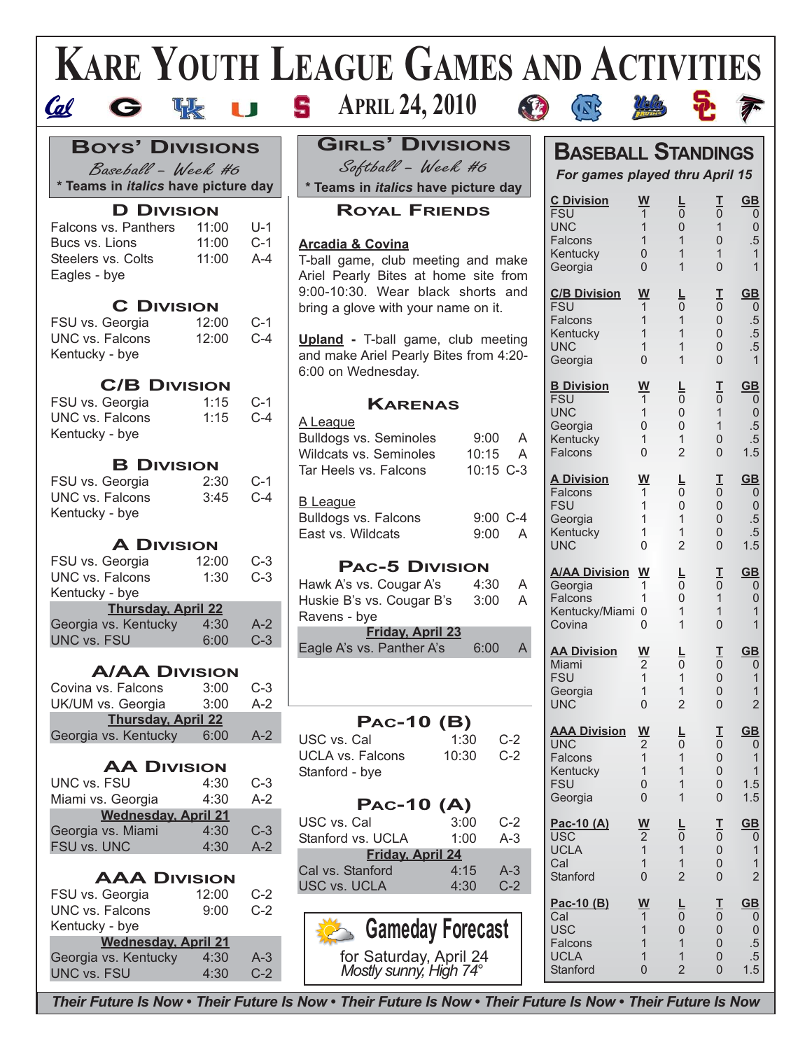# Kare Youth League Games and Activities

## April 24, 2010

## Boys' Divisions

*Baseball – Week #6*

\* Teams in *italics* have picture day

### D Division

| | | |
|---|---|---|
| Falcons vs. Panthers | 11:00 | U-1 |
| Bucs vs. Lions | 11:00 | C-1 |
| Steelers vs. Colts | 11:00 | A-4 |
| Eagles - bye | | |

### C Division

| | | |
|---|---|---|
| FSU vs. Georgia | 12:00 | C-1 |
| UNC vs. Falcons | 12:00 | C-4 |
| Kentucky - bye | | |

### C/B Division

| | | |
|---|---|---|
| FSU vs. Georgia | 1:15 | C-1 |
| UNC vs. Falcons | 1:15 | C-4 |
| Kentucky - bye | | |

### B Division

| | | |
|---|---|---|
| FSU vs. Georgia | 2:30 | C-1 |
| UNC vs. Falcons | 3:45 | C-4 |
| Kentucky - bye | | |

### A Division

| | | |
|---|---|---|
| FSU vs. Georgia | 12:00 | C-3 |
| UNC vs. Falcons | 1:30 | C-3 |
| Kentucky - bye | | |
| **Thursday, April 22** | | |
| Georgia vs. Kentucky | 4:30 | A-2 |
| UNC vs. FSU | 6:00 | C-3 |

### A/AA Division

| | | |
|---|---|---|
| Covina vs. Falcons | 3:00 | C-3 |
| UK/UM vs. Georgia | 3:00 | A-2 |
| **Thursday, April 22** | | |
| Georgia vs. Kentucky | 6:00 | A-2 |

### AA Division

| | | |
|---|---|---|
| UNC vs. FSU | 4:30 | C-3 |
| Miami vs. Georgia | 4:30 | A-2 |
| **Wednesday, April 21** | | |
| Georgia vs. Miami | 4:30 | C-3 |
| FSU vs. UNC | 4:30 | A-2 |

### AAA Division

| | | |
|---|---|---|
| FSU vs. Georgia | 12:00 | C-2 |
| UNC vs. Falcons | 9:00 | C-2 |
| Kentucky - bye | | |
| **Wednesday, April 21** | | |
| Georgia vs. Kentucky | 4:30 | A-3 |
| UNC vs. FSU | 4:30 | C-2 |

## Girls' Divisions

*Softball – Week #6*

\* Teams in *italics* have picture day

### Royal Friends

**Arcadia & Covina**
T-ball game, club meeting and make Ariel Pearly Bites at home site from 9:00-10:30. Wear black shorts and bring a glove with your name on it.

**Upland** - T-ball game, club meeting and make Ariel Pearly Bites from 4:20-6:00 on Wednesday.

### Karenas

A League

| | | |
|---|---|---|
| Bulldogs vs. Seminoles | 9:00 | A |
| Wildcats vs. Seminoles | 10:15 | A |
| Tar Heels vs. Falcons | 10:15 | C-3 |

B League

| | | |
|---|---|---|
| Bulldogs vs. Falcons | 9:00 | C-4 |
| East vs. Wildcats | 9:00 | A |

### Pac-5 Division

| | | |
|---|---|---|
| Hawk A's vs. Cougar A's | 4:30 | A |
| Huskie B's vs. Cougar B's | 3:00 | A |
| Ravens - bye | | |
| **Friday, April 23** | | |
| Eagle A's vs. Panther A's | 6:00 | A |

### Pac-10 (B)

| | | |
|---|---|---|
| USC vs. Cal | 1:30 | C-2 |
| UCLA vs. Falcons | 10:30 | C-2 |
| Stanford - bye | | |

### Pac-10 (A)

| | | |
|---|---|---|
| USC vs. Cal | 3:00 | C-2 |
| Stanford vs. UCLA | 1:00 | A-3 |
| **Friday, April 24** | | |
| Cal vs. Stanford | 4:15 | A-3 |
| USC vs. UCLA | 4:30 | C-2 |

### Gameday Forecast

for Saturday, April 24
*Mostly sunny, High 74°*

## Baseball Standings

*For games played thru April 15*

| C Division | W | L | T | GB |
|---|---|---|---|---|
| FSU | 1 | 0 | 0 | 0 |
| UNC | 1 | 0 | 1 | 0 |
| Falcons | 1 | 1 | 0 | .5 |
| Kentucky | 0 | 1 | 1 | 1 |
| Georgia | 0 | 1 | 0 | 1 |

| C/B Division | W | L | T | GB |
|---|---|---|---|---|
| FSU | 1 | 0 | 0 | 0 |
| Falcons | 1 | 1 | 0 | .5 |
| Kentucky | 1 | 1 | 0 | .5 |
| UNC | 1 | 1 | 0 | .5 |
| Georgia | 0 | 1 | 0 | 1 |

| B Division | W | L | T | GB |
|---|---|---|---|---|
| FSU | 1 | 0 | 0 | 0 |
| UNC | 1 | 0 | 1 | 0 |
| Georgia | 0 | 0 | 1 | .5 |
| Kentucky | 1 | 1 | 0 | .5 |
| Falcons | 0 | 2 | 0 | 1.5 |

| A Division | W | L | T | GB |
|---|---|---|---|---|
| Falcons | 1 | 0 | 0 | 0 |
| FSU | 1 | 0 | 0 | 0 |
| Georgia | 1 | 1 | 0 | .5 |
| Kentucky | 1 | 1 | 0 | .5 |
| UNC | 0 | 2 | 0 | 1.5 |

| A/AA Division | W | L | T | GB |
|---|---|---|---|---|
| Georgia | 1 | 0 | 0 | 0 |
| Falcons | 1 | 0 | 1 | 0 |
| Kentucky/Miami | 0 | 1 | 1 | 1 |
| Covina | 0 | 1 | 0 | 1 |

| AA Division | W | L | T | GB |
|---|---|---|---|---|
| Miami | 2 | 0 | 0 | 0 |
| FSU | 1 | 1 | 0 | 1 |
| Georgia | 1 | 1 | 0 | 1 |
| UNC | 0 | 2 | 0 | 2 |

| AAA Division | W | L | T | GB |
|---|---|---|---|---|
| UNC | 2 | 0 | 0 | 0 |
| Falcons | 1 | 1 | 0 | 1 |
| Kentucky | 1 | 1 | 0 | 1 |
| FSU | 0 | 1 | 0 | 1.5 |
| Georgia | 0 | 1 | 0 | 1.5 |

| Pac-10 (A) | W | L | T | GB |
|---|---|---|---|---|
| USC | 2 | 0 | 0 | 0 |
| UCLA | 1 | 1 | 0 | 1 |
| Cal | 1 | 1 | 0 | 1 |
| Stanford | 0 | 2 | 0 | 2 |

| Pac-10 (B) | W | L | T | GB |
|---|---|---|---|---|
| Cal | 1 | 0 | 0 | 0 |
| USC | 1 | 0 | 0 | 0 |
| Falcons | 1 | 1 | 0 | .5 |
| UCLA | 1 | 1 | 0 | .5 |
| Stanford | 0 | 2 | 0 | 1.5 |

*Their Future Is Now • Their Future Is Now • Their Future Is Now • Their Future Is Now • Their Future Is Now*